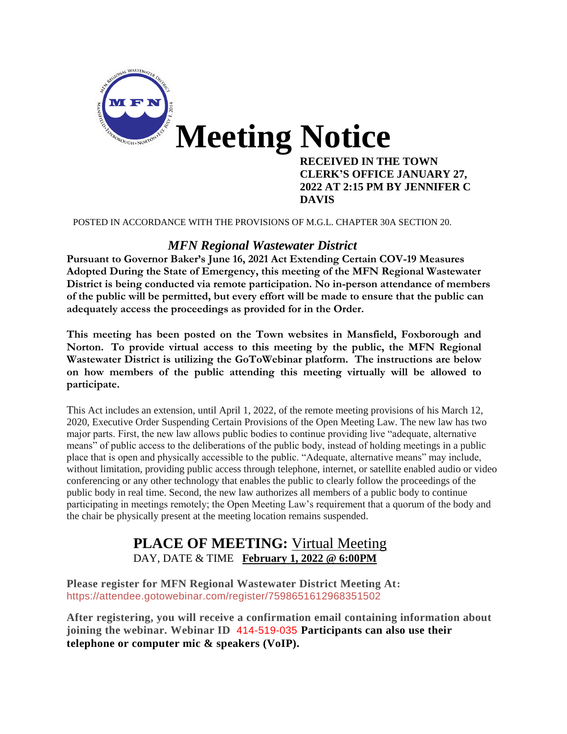# Meeting Notice

**RECEIVED IN THE TOWN CLERK'S OFFICE JANUARY 27, 2022 AT 2:15 PM BY JENNIFER C DAVIS**

POSTED IN ACCORDANCE WITH THE PROVISIONS OF M.G.L. CHAPTER 30A SECTION 20.

## *MFN Regional Wastewater District*

**Pursuant to Governor Baker's June 16, 2021 Act Extending Certain COV-19 Measures Adopted During the State of Emergency, this meeting of the MFN Regional Wastewater District is being conducted via remote participation. No in-person attendance of members of the public will be permitted, but every effort will be made to ensure that the public can adequately access the proceedings as provided for in the Order.**

**This meeting has been posted on the Town websites in Mansfield, Foxborough and Norton. To provide virtual access to this meeting by the public, the MFN Regional Wastewater District is utilizing the GoToWebinar platform. The instructions are below on how members of the public attending this meeting virtually will be allowed to participate.**

This Act includes an extension, until April 1, 2022, of the remote meeting provisions of his March 12, 2020, Executive Order Suspending Certain Provisions of the Open Meeting Law. The new law has two major parts. First, the new law allows public bodies to continue providing live "adequate, alternative means" of public access to the deliberations of the public body, instead of holding meetings in a public place that is open and physically accessible to the public. "Adequate, alternative means" may include, without limitation, providing public access through telephone, internet, or satellite enabled audio or video conferencing or any other technology that enables the public to clearly follow the proceedings of the public body in real time. Second, the new law authorizes all members of a public body to continue participating in meetings remotely; the Open Meeting Law's requirement that a quorum of the body and the chair be physically present at the meeting location remains suspended.

## PLACE OF MEETING: Virtual Meeting

DAY, DATE & TIME **February 1, 2022 @ 6:00PM**

**Please register for MFN Regional Wastewater District Meeting At:**
https://attendee.gotowebinar.com/register/7598651612968351502

**After registering, you will receive a confirmation email containing information about joining the webinar. Webinar ID** 414-519-035 **Participants can also use their telephone or computer mic & speakers (VoIP).**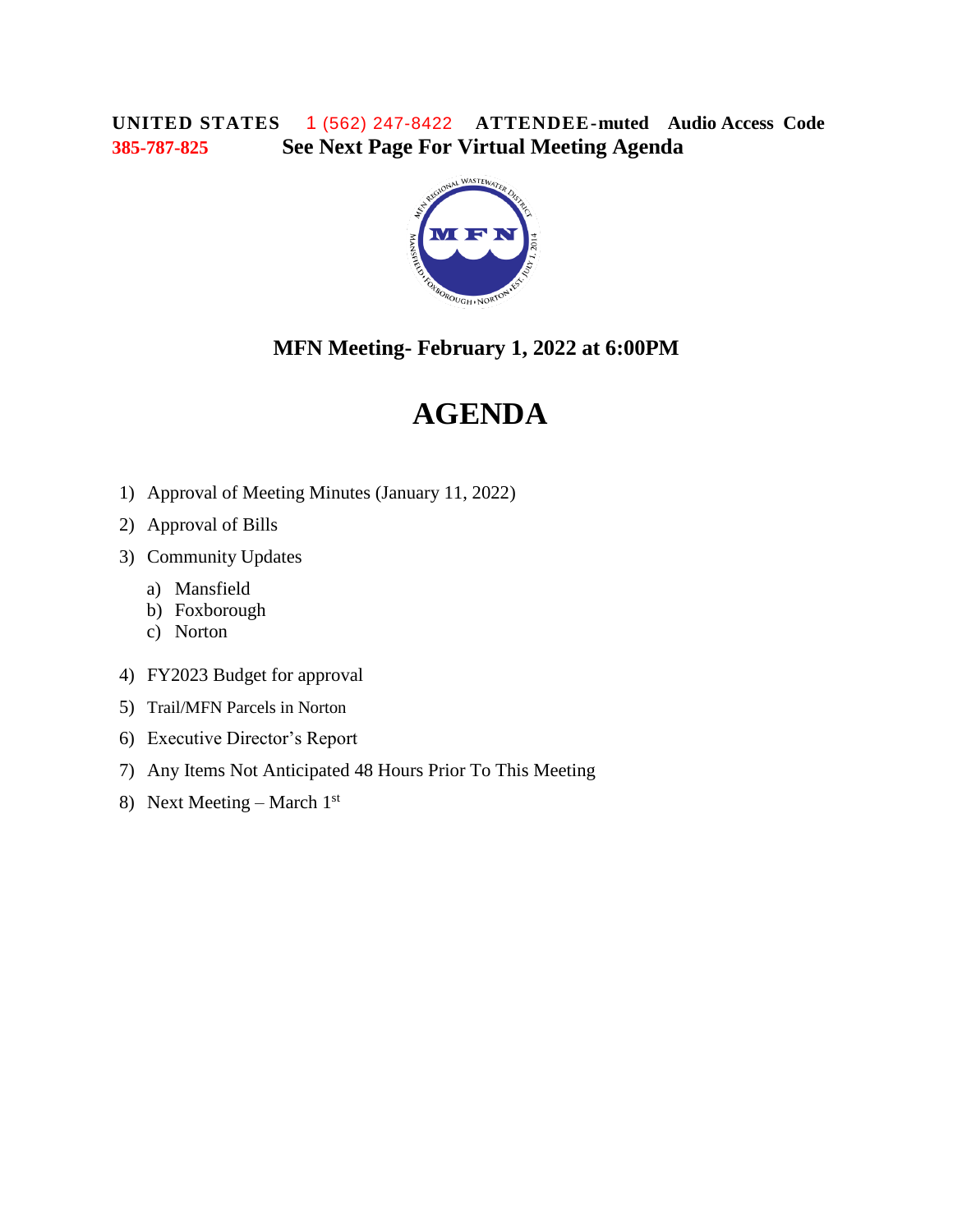**UNITED STATES** 1 (562) 247-8422 **ATTENDEE-muted** **Audio Access Code** **385-787-825** **See Next Page For Virtual Meeting Agenda**

**MFN Meeting- February 1, 2022 at 6:00PM**

# AGENDA

1) Approval of Meeting Minutes (January 11, 2022)
2) Approval of Bills
3) Community Updates
   a) Mansfield
   b) Foxborough
   c) Norton
4) FY2023 Budget for approval
5) Trail/MFN Parcels in Norton
6) Executive Director's Report
7) Any Items Not Anticipated 48 Hours Prior To This Meeting
8) Next Meeting – March 1st